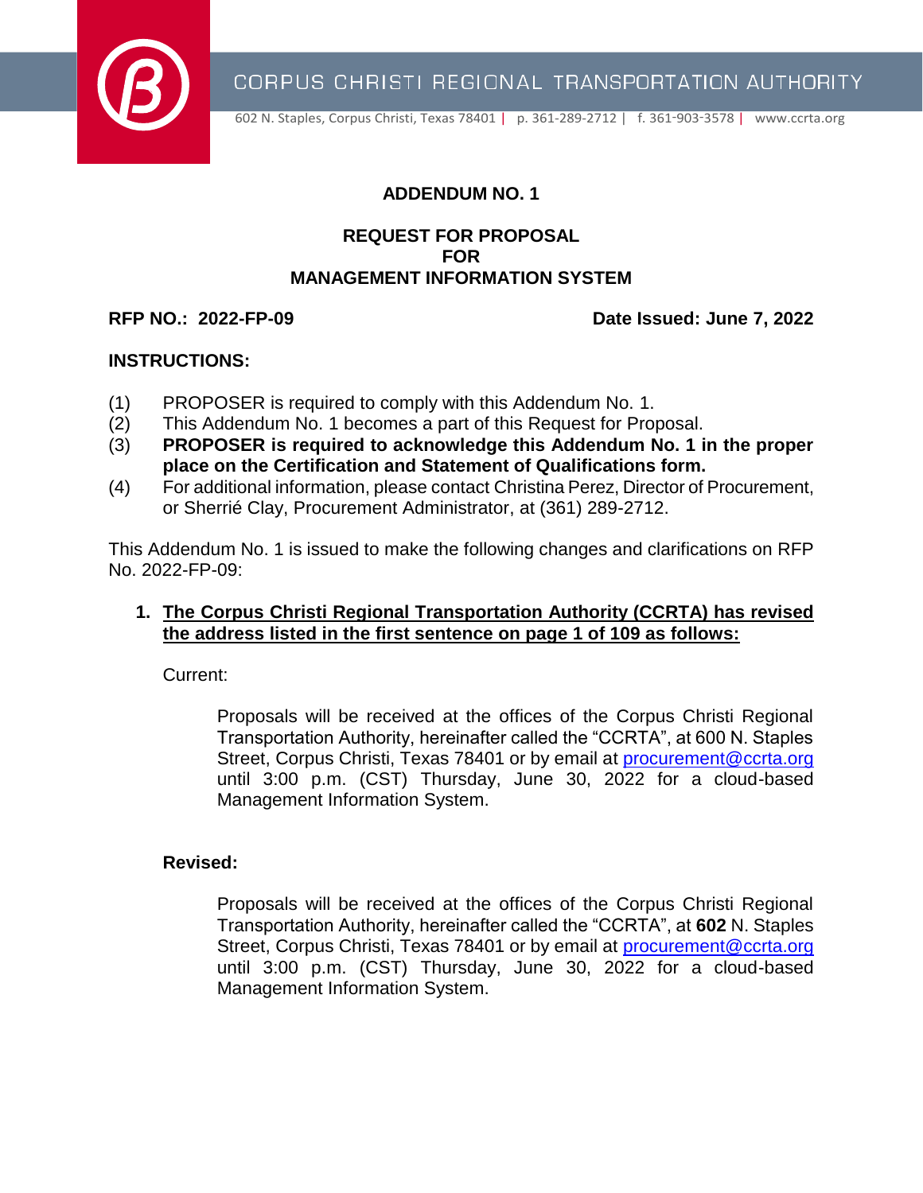CORPUS CHRISTI REGIONAL TRANSPORTATION AUTHORITY

602 N. Staples, Corpus Christi, Texas 78401 | p. 361-289-2712 | f. 361-903-3578 | www.ccrta.org

# ADDENDUM NO. 1

## REQUEST FOR PROPOSAL
## FOR
## MANAGEMENT INFORMATION SYSTEM

**RFP NO.: 2022-FP-09** **Date Issued: June 7, 2022**

**INSTRUCTIONS:**

(1) PROPOSER is required to comply with this Addendum No. 1.
(2) This Addendum No. 1 becomes a part of this Request for Proposal.
(3) **PROPOSER is required to acknowledge this Addendum No. 1 in the proper place on the Certification and Statement of Qualifications form.**
(4) For additional information, please contact Christina Perez, Director of Procurement, or Sherrié Clay, Procurement Administrator, at (361) 289-2712.

This Addendum No. 1 is issued to make the following changes and clarifications on RFP No. 2022-FP-09:

1. **The Corpus Christi Regional Transportation Authority (CCRTA) has revised the address listed in the first sentence on page 1 of 109 as follows:**

   Current:

   > Proposals will be received at the offices of the Corpus Christi Regional Transportation Authority, hereinafter called the "CCRTA", at 600 N. Staples Street, Corpus Christi, Texas 78401 or by email at procurement@ccrta.org until 3:00 p.m. (CST) Thursday, June 30, 2022 for a cloud-based Management Information System.

   **Revised:**

   > Proposals will be received at the offices of the Corpus Christi Regional Transportation Authority, hereinafter called the "CCRTA", at **602** N. Staples Street, Corpus Christi, Texas 78401 or by email at procurement@ccrta.org until 3:00 p.m. (CST) Thursday, June 30, 2022 for a cloud-based Management Information System.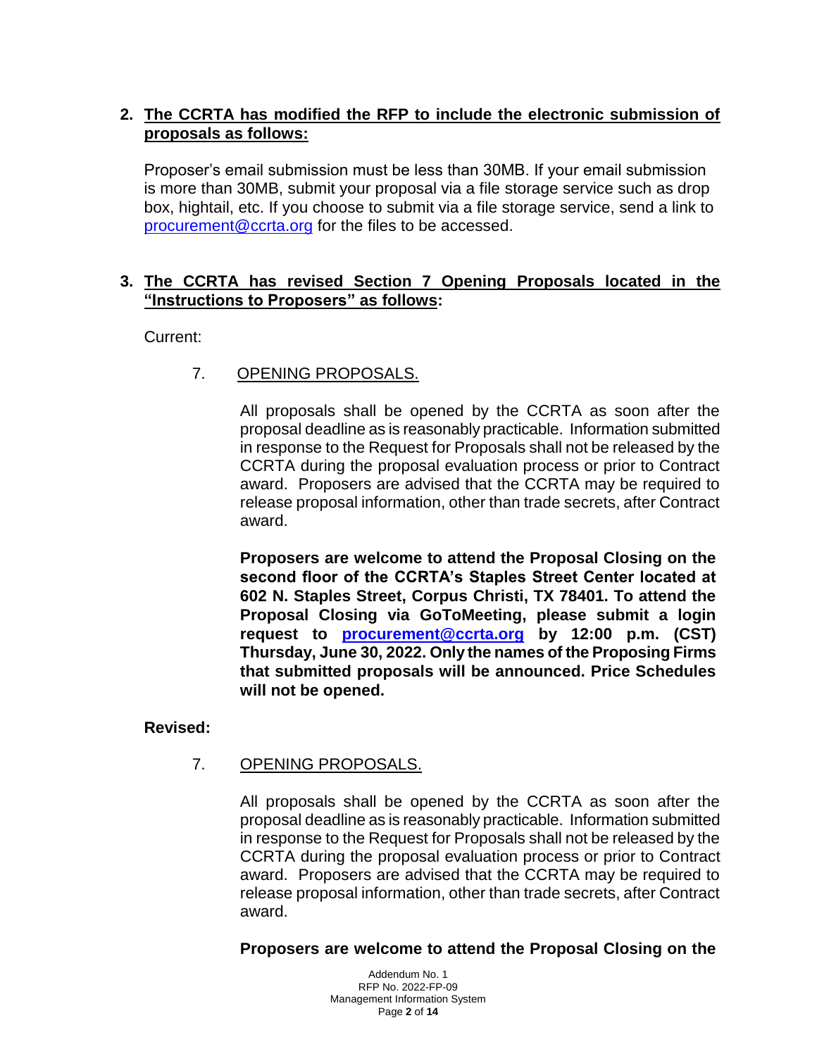2. **The CCRTA has modified the RFP to include the electronic submission of proposals as follows:**

   Proposer's email submission must be less than 30MB. If your email submission is more than 30MB, submit your proposal via a file storage service such as drop box, hightail, etc. If you choose to submit via a file storage service, send a link to procurement@ccrta.org for the files to be accessed.

3. **The CCRTA has revised Section 7 Opening Proposals located in the "Instructions to Proposers" as follows:**

   Current:

   7. OPENING PROPOSALS.

      All proposals shall be opened by the CCRTA as soon after the proposal deadline as is reasonably practicable. Information submitted in response to the Request for Proposals shall not be released by the CCRTA during the proposal evaluation process or prior to Contract award. Proposers are advised that the CCRTA may be required to release proposal information, other than trade secrets, after Contract award.

      **Proposers are welcome to attend the Proposal Closing on the second floor of the CCRTA's Staples Street Center located at 602 N. Staples Street, Corpus Christi, TX 78401. To attend the Proposal Closing via GoToMeeting, please submit a login request to procurement@ccrta.org by 12:00 p.m. (CST) Thursday, June 30, 2022. Only the names of the Proposing Firms that submitted proposals will be announced. Price Schedules will not be opened.**

   **Revised:**

   7. OPENING PROPOSALS.

      All proposals shall be opened by the CCRTA as soon after the proposal deadline as is reasonably practicable. Information submitted in response to the Request for Proposals shall not be released by the CCRTA during the proposal evaluation process or prior to Contract award. Proposers are advised that the CCRTA may be required to release proposal information, other than trade secrets, after Contract award.

      **Proposers are welcome to attend the Proposal Closing on the**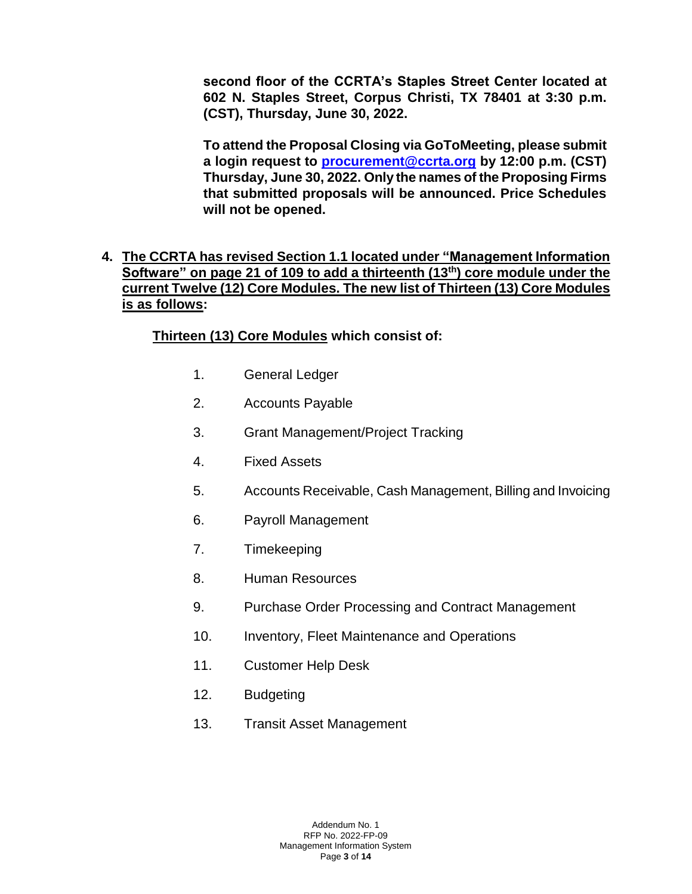**second floor of the CCRTA's Staples Street Center located at 602 N. Staples Street, Corpus Christi, TX 78401 at 3:30 p.m. (CST), Thursday, June 30, 2022.**

**To attend the Proposal Closing via GoToMeeting, please submit a login request to [procurement@ccrta.org](mailto:procurement@ccrta.org) by 12:00 p.m. (CST) Thursday, June 30, 2022. Only the names of the Proposing Firms that submitted proposals will be announced. Price Schedules will not be opened.**

4. **The CCRTA has revised Section 1.1 located under "Management Information Software" on page 21 of 109 to add a thirteenth (13th) core module under the current Twelve (12) Core Modules. The new list of Thirteen (13) Core Modules is as follows:**

**Thirteen (13) Core Modules which consist of:**

1. General Ledger
2. Accounts Payable
3. Grant Management/Project Tracking
4. Fixed Assets
5. Accounts Receivable, Cash Management, Billing and Invoicing
6. Payroll Management
7. Timekeeping
8. Human Resources
9. Purchase Order Processing and Contract Management
10. Inventory, Fleet Maintenance and Operations
11. Customer Help Desk
12. Budgeting
13. Transit Asset Management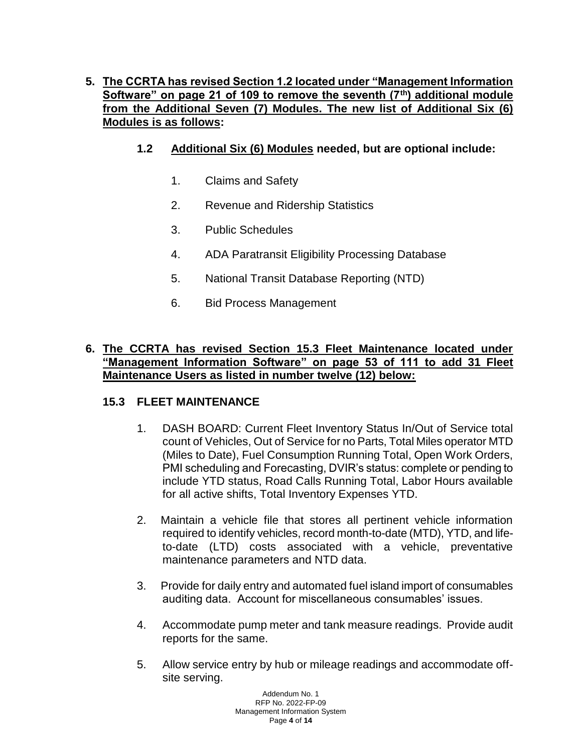**5. The CCRTA has revised Section 1.2 located under "Management Information Software" on page 21 of 109 to remove the seventh (7th) additional module from the Additional Seven (7) Modules. The new list of Additional Six (6) Modules is as follows:**

**1.2 Additional Six (6) Modules needed, but are optional include:**

1. Claims and Safety
2. Revenue and Ridership Statistics
3. Public Schedules
4. ADA Paratransit Eligibility Processing Database
5. National Transit Database Reporting (NTD)
6. Bid Process Management

**6. The CCRTA has revised Section 15.3 Fleet Maintenance located under "Management Information Software" on page 53 of 111 to add 31 Fleet Maintenance Users as listed in number twelve (12) below:**

**15.3 FLEET MAINTENANCE**

1. DASH BOARD: Current Fleet Inventory Status In/Out of Service total count of Vehicles, Out of Service for no Parts, Total Miles operator MTD (Miles to Date), Fuel Consumption Running Total, Open Work Orders, PMI scheduling and Forecasting, DVIR's status: complete or pending to include YTD status, Road Calls Running Total, Labor Hours available for all active shifts, Total Inventory Expenses YTD.
2. Maintain a vehicle file that stores all pertinent vehicle information required to identify vehicles, record month-to-date (MTD), YTD, and life-to-date (LTD) costs associated with a vehicle, preventative maintenance parameters and NTD data.
3. Provide for daily entry and automated fuel island import of consumables auditing data. Account for miscellaneous consumables' issues.
4. Accommodate pump meter and tank measure readings. Provide audit reports for the same.
5. Allow service entry by hub or mileage readings and accommodate off-site serving.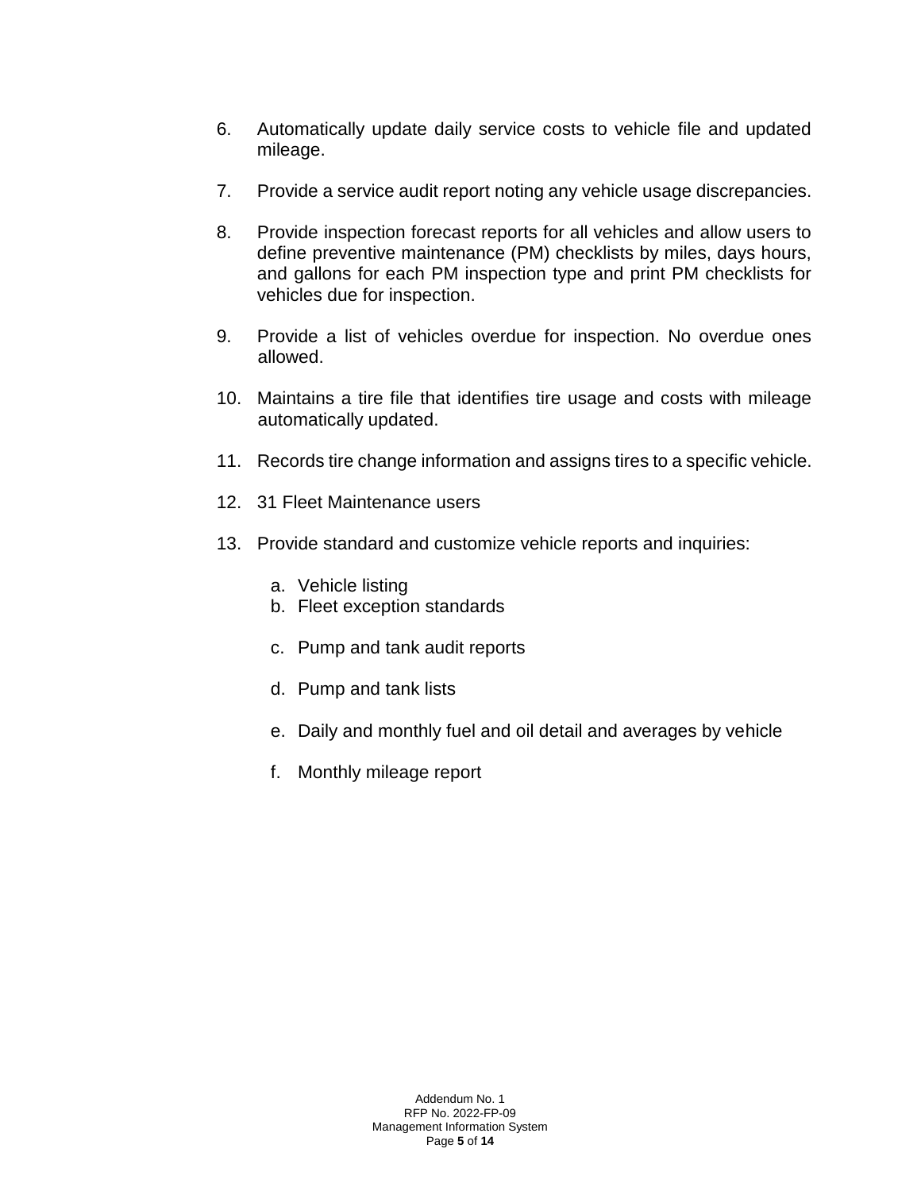6. Automatically update daily service costs to vehicle file and updated mileage.

7. Provide a service audit report noting any vehicle usage discrepancies.

8. Provide inspection forecast reports for all vehicles and allow users to define preventive maintenance (PM) checklists by miles, days hours, and gallons for each PM inspection type and print PM checklists for vehicles due for inspection.

9. Provide a list of vehicles overdue for inspection. No overdue ones allowed.

10. Maintains a tire file that identifies tire usage and costs with mileage automatically updated.

11. Records tire change information and assigns tires to a specific vehicle.

12. 31 Fleet Maintenance users

13. Provide standard and customize vehicle reports and inquiries:

    a. Vehicle listing
    b. Fleet exception standards
    c. Pump and tank audit reports
    d. Pump and tank lists
    e. Daily and monthly fuel and oil detail and averages by vehicle
    f. Monthly mileage report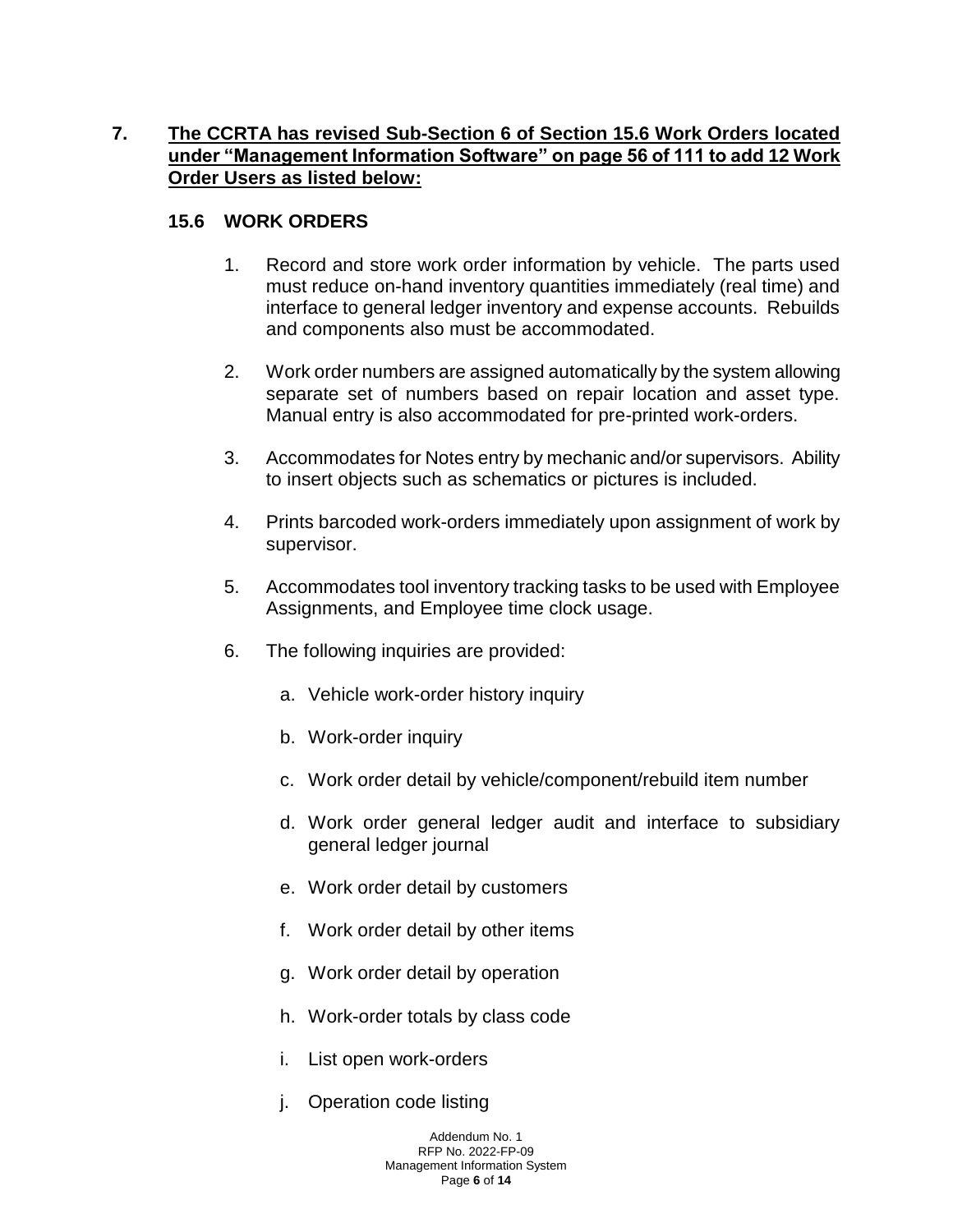**7. The CCRTA has revised Sub-Section 6 of Section 15.6 Work Orders located under "Management Information Software" on page 56 of 111 to add 12 Work Order Users as listed below:**

### 15.6 WORK ORDERS

1. Record and store work order information by vehicle. The parts used must reduce on-hand inventory quantities immediately (real time) and interface to general ledger inventory and expense accounts. Rebuilds and components also must be accommodated.

2. Work order numbers are assigned automatically by the system allowing separate set of numbers based on repair location and asset type. Manual entry is also accommodated for pre-printed work-orders.

3. Accommodates for Notes entry by mechanic and/or supervisors. Ability to insert objects such as schematics or pictures is included.

4. Prints barcoded work-orders immediately upon assignment of work by supervisor.

5. Accommodates tool inventory tracking tasks to be used with Employee Assignments, and Employee time clock usage.

6. The following inquiries are provided:

   a. Vehicle work-order history inquiry

   b. Work-order inquiry

   c. Work order detail by vehicle/component/rebuild item number

   d. Work order general ledger audit and interface to subsidiary general ledger journal

   e. Work order detail by customers

   f. Work order detail by other items

   g. Work order detail by operation

   h. Work-order totals by class code

   i. List open work-orders

   j. Operation code listing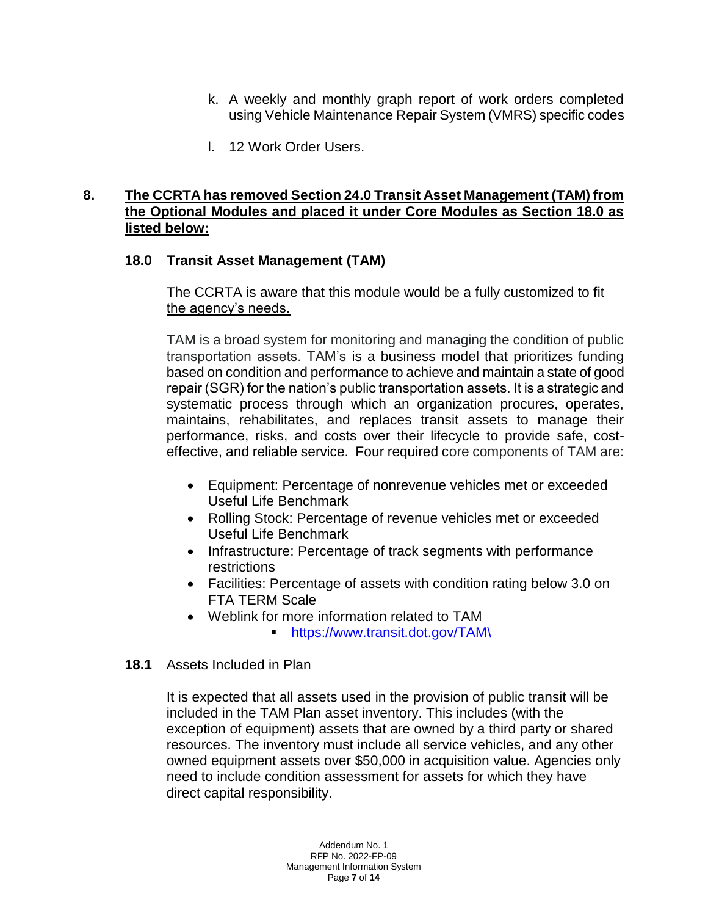k. A weekly and monthly graph report of work orders completed using Vehicle Maintenance Repair System (VMRS) specific codes

l. 12 Work Order Users.

**8. <u>The CCRTA has removed Section 24.0 Transit Asset Management (TAM) from the Optional Modules and placed it under Core Modules as Section 18.0 as listed below:</u>**

### 18.0 Transit Asset Management (TAM)

<u>The CCRTA is aware that this module would be a fully customized to fit the agency's needs.</u>

TAM is a broad system for monitoring and managing the condition of public transportation assets. TAM's is a business model that prioritizes funding based on condition and performance to achieve and maintain a state of good repair (SGR) for the nation's public transportation assets. It is a strategic and systematic process through which an organization procures, operates, maintains, rehabilitates, and replaces transit assets to manage their performance, risks, and costs over their lifecycle to provide safe, cost-effective, and reliable service. Four required core components of TAM are:

- Equipment: Percentage of nonrevenue vehicles met or exceeded Useful Life Benchmark
- Rolling Stock: Percentage of revenue vehicles met or exceeded Useful Life Benchmark
- Infrastructure: Percentage of track segments with performance restrictions
- Facilities: Percentage of assets with condition rating below 3.0 on FTA TERM Scale
- Weblink for more information related to TAM
  - https://www.transit.dot.gov/TAM\

**18.1** Assets Included in Plan

It is expected that all assets used in the provision of public transit will be included in the TAM Plan asset inventory. This includes (with the exception of equipment) assets that are owned by a third party or shared resources. The inventory must include all service vehicles, and any other owned equipment assets over $50,000 in acquisition value. Agencies only need to include condition assessment for assets for which they have direct capital responsibility.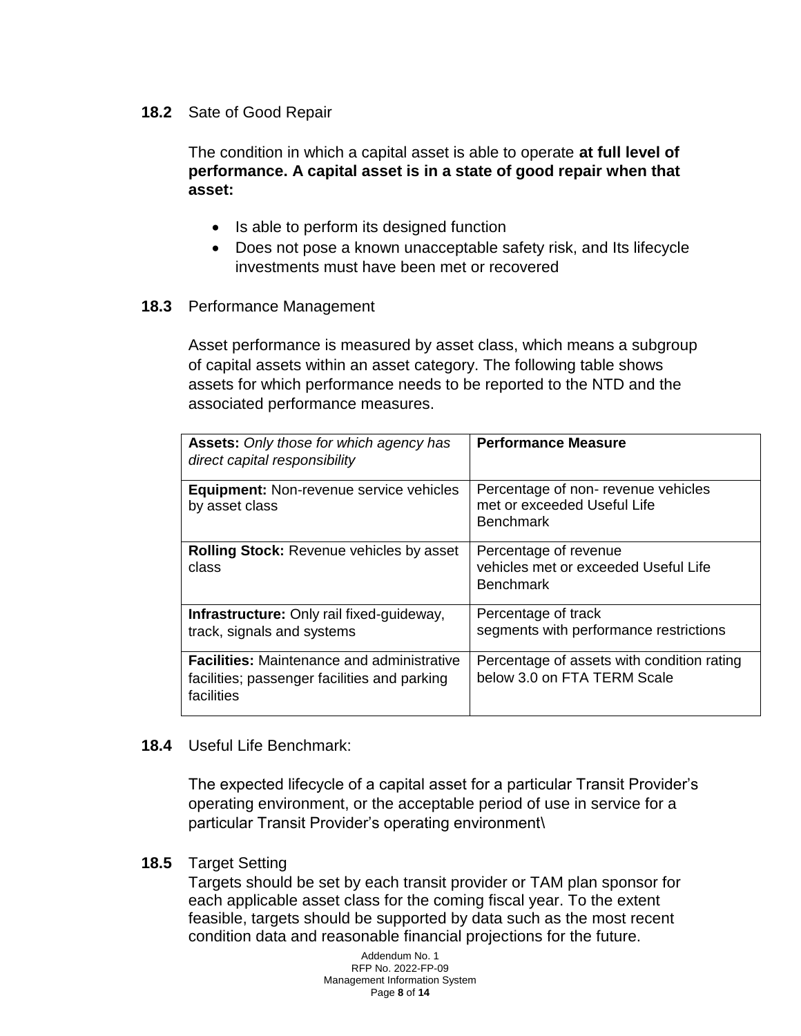**18.2** Sate of Good Repair

The condition in which a capital asset is able to operate **at full level of performance. A capital asset is in a state of good repair when that asset:**

- Is able to perform its designed function
- Does not pose a known unacceptable safety risk, and Its lifecycle investments must have been met or recovered

**18.3** Performance Management

Asset performance is measured by asset class, which means a subgroup of capital assets within an asset category. The following table shows assets for which performance needs to be reported to the NTD and the associated performance measures.

| **Assets:** *Only those for which agency has direct capital responsibility* | **Performance Measure** |
|---|---|
| **Equipment:** Non-revenue service vehicles by asset class | Percentage of non- revenue vehicles met or exceeded Useful Life Benchmark |
| **Rolling Stock:** Revenue vehicles by asset class | Percentage of revenue vehicles met or exceeded Useful Life Benchmark |
| **Infrastructure:** Only rail fixed-guideway, track, signals and systems | Percentage of track segments with performance restrictions |
| **Facilities:** Maintenance and administrative facilities; passenger facilities and parking facilities | Percentage of assets with condition rating below 3.0 on FTA TERM Scale |

**18.4** Useful Life Benchmark:

The expected lifecycle of a capital asset for a particular Transit Provider's operating environment, or the acceptable period of use in service for a particular Transit Provider's operating environment\

**18.5** Target Setting

Targets should be set by each transit provider or TAM plan sponsor for each applicable asset class for the coming fiscal year. To the extent feasible, targets should be supported by data such as the most recent condition data and reasonable financial projections for the future.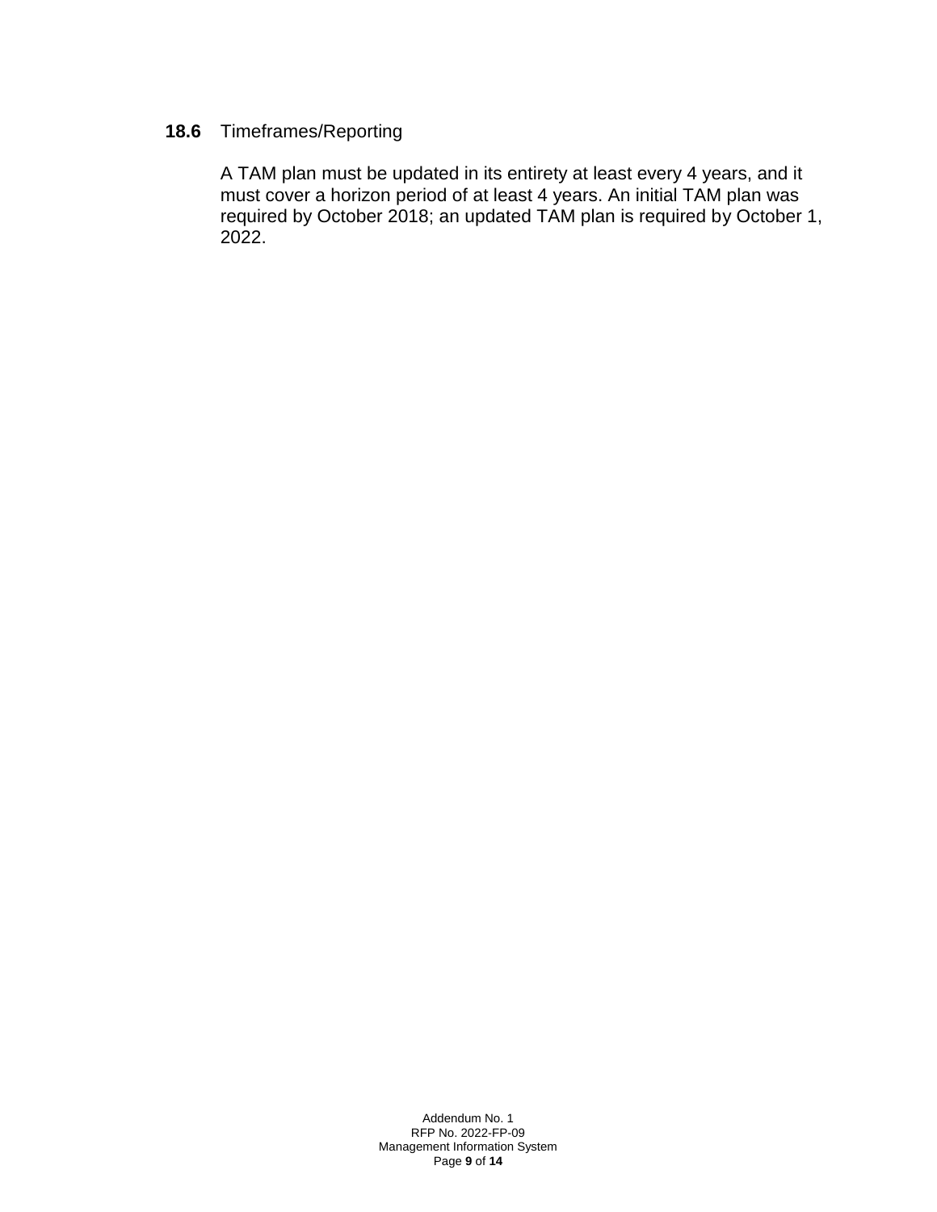**18.6** Timeframes/Reporting

A TAM plan must be updated in its entirety at least every 4 years, and it must cover a horizon period of at least 4 years. An initial TAM plan was required by October 2018; an updated TAM plan is required by October 1, 2022.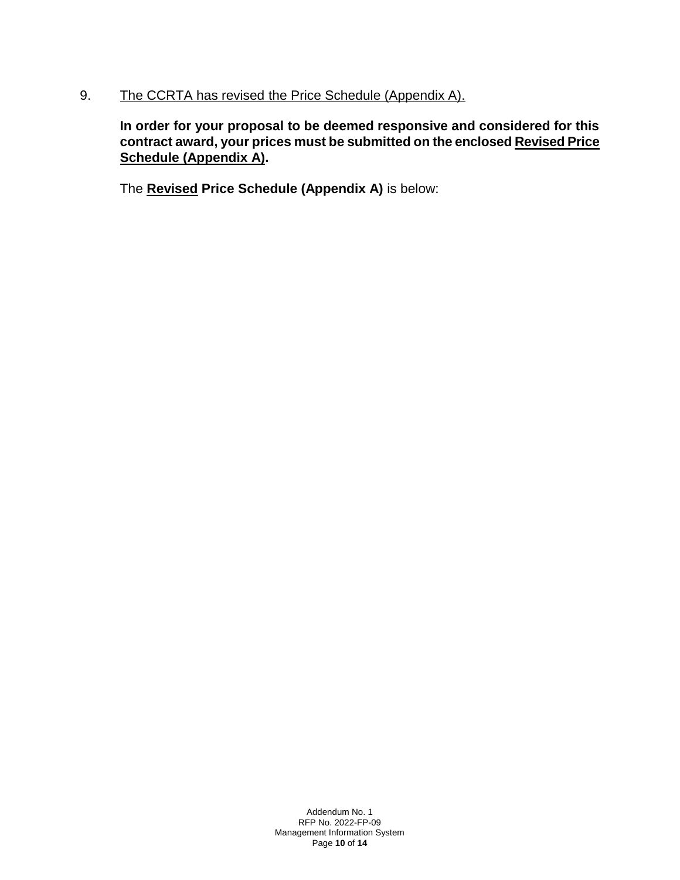9. <u>The CCRTA has revised the Price Schedule (Appendix A).</u>

   **In order for your proposal to be deemed responsive and considered for this contract award, your prices must be submitted on the enclosed <u>Revised Price Schedule (Appendix A)</u>.**

   The **<u>Revised</u> Price Schedule (Appendix A)** is below: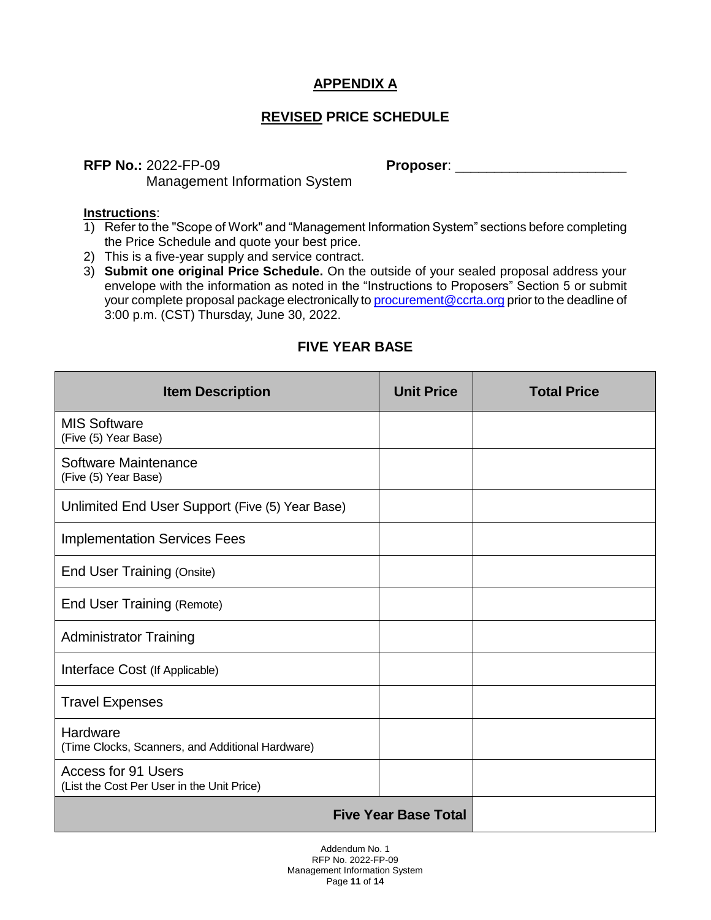# APPENDIX A

## REVISED PRICE SCHEDULE

**RFP No.:** 2022-FP-09
Management Information System

**Proposer**: ____________________

**Instructions**:

1) Refer to the "Scope of Work" and "Management Information System" sections before completing the Price Schedule and quote your best price.
2) This is a five-year supply and service contract.
3) **Submit one original Price Schedule.** On the outside of your sealed proposal address your envelope with the information as noted in the "Instructions to Proposers" Section 5 or submit your complete proposal package electronically to procurement@ccrta.org prior to the deadline of 3:00 p.m. (CST) Thursday, June 30, 2022.

### FIVE YEAR BASE

| Item Description | Unit Price | Total Price |
|---|---|---|
| MIS Software (Five (5) Year Base) | | |
| Software Maintenance (Five (5) Year Base) | | |
| Unlimited End User Support (Five (5) Year Base) | | |
| Implementation Services Fees | | |
| End User Training (Onsite) | | |
| End User Training (Remote) | | |
| Administrator Training | | |
| Interface Cost (If Applicable) | | |
| Travel Expenses | | |
| Hardware (Time Clocks, Scanners, and Additional Hardware) | | |
| Access for 91 Users (List the Cost Per User in the Unit Price) | | |
| | **Five Year Base Total** | |

Addendum No. 1
RFP No. 2022-FP-09
Management Information System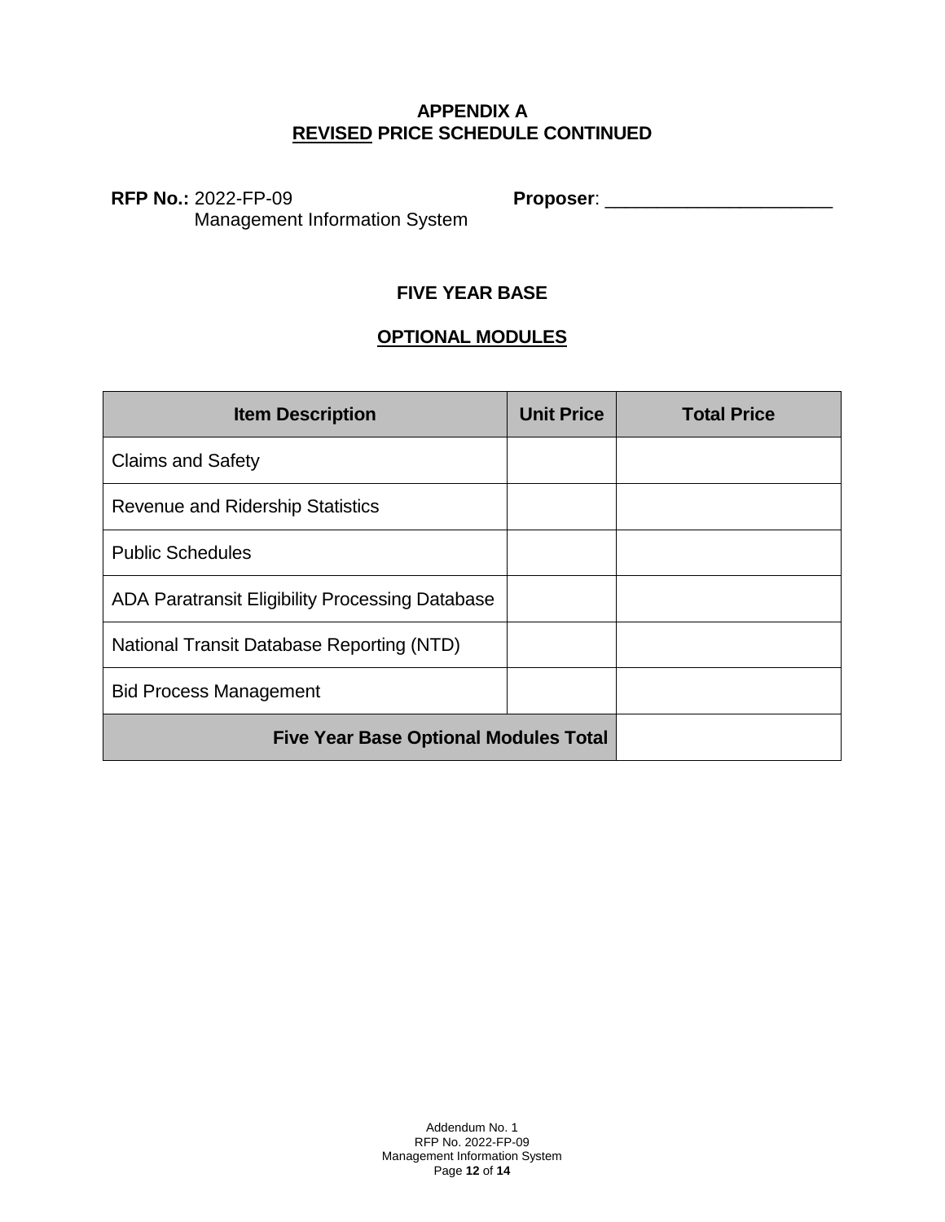# APPENDIX A
## REVISED PRICE SCHEDULE CONTINUED

**RFP No.:** 2022-FP-09
Management Information System

**Proposer**: ______________________

### FIVE YEAR BASE

### OPTIONAL MODULES

| Item Description | Unit Price | Total Price |
|---|---|---|
| Claims and Safety | | |
| Revenue and Ridership Statistics | | |
| Public Schedules | | |
| ADA Paratransit Eligibility Processing Database | | |
| National Transit Database Reporting (NTD) | | |
| Bid Process Management | | |
| **Five Year Base Optional Modules Total** | | |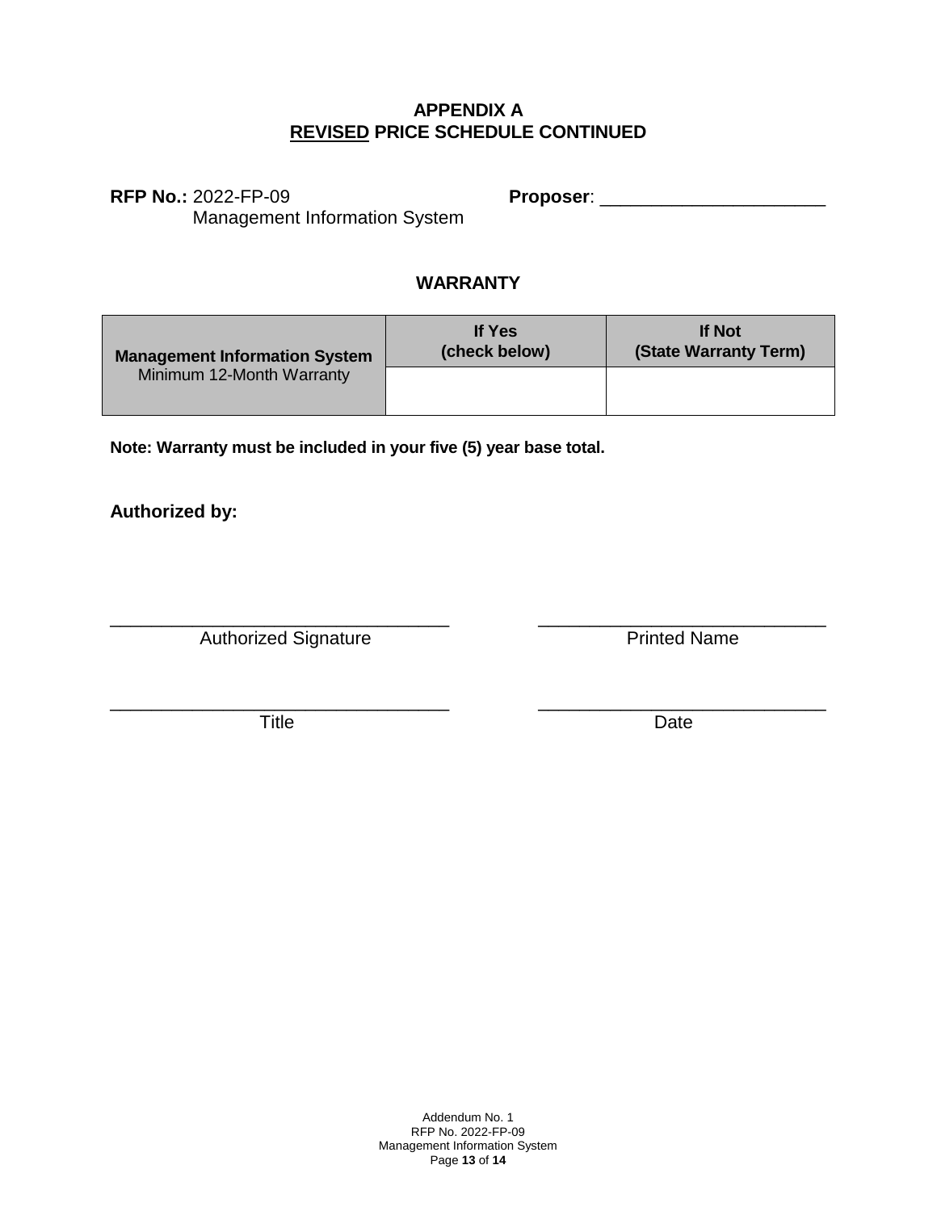# APPENDIX A
## REVISED PRICE SCHEDULE CONTINUED

**RFP No.:** 2022-FP-09
Management Information System

**Proposer**: ______________________

### WARRANTY

| **Management Information System** Minimum 12-Month Warranty | **If Yes (check below)** | **If Not (State Warranty Term)** |
|---|---|---|
| | | |

**Note: Warranty must be included in your five (5) year base total.**

**Authorized by:**

_________________________________
Authorized Signature

_________________________________
Printed Name

_________________________________
Title

_________________________________
Date

Addendum No. 1
RFP No. 2022-FP-09
Management Information System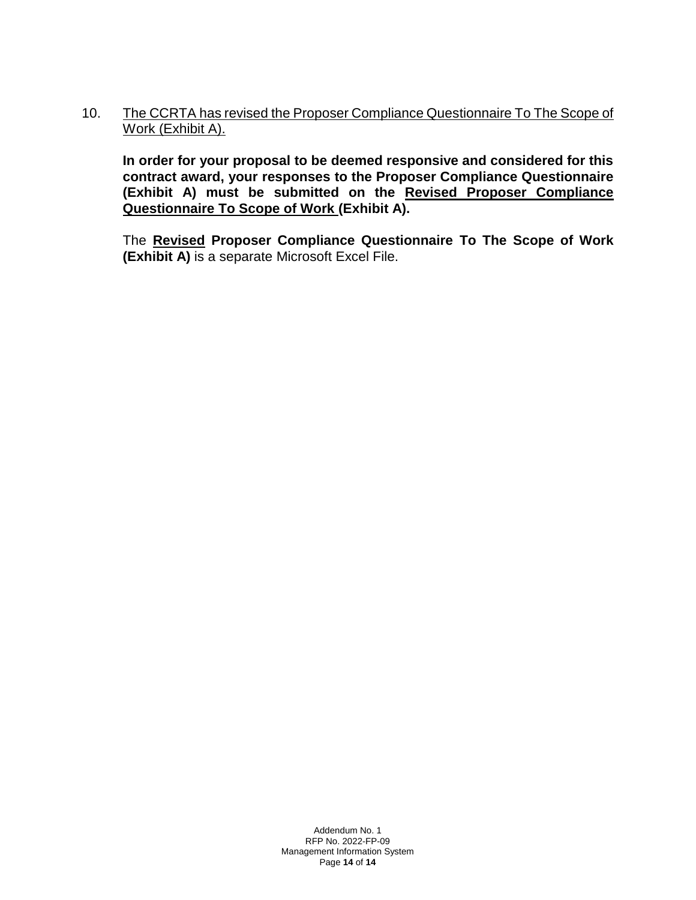10. <u>The CCRTA has revised the Proposer Compliance Questionnaire To The Scope of Work (Exhibit A).</u>

    **In order for your proposal to be deemed responsive and considered for this contract award, your responses to the Proposer Compliance Questionnaire (Exhibit A) must be submitted on the <u>Revised Proposer Compliance Questionnaire To Scope of Work</u> (Exhibit A).**

    The **<u>Revised</u> Proposer Compliance Questionnaire To The Scope of Work (Exhibit A)** is a separate Microsoft Excel File.